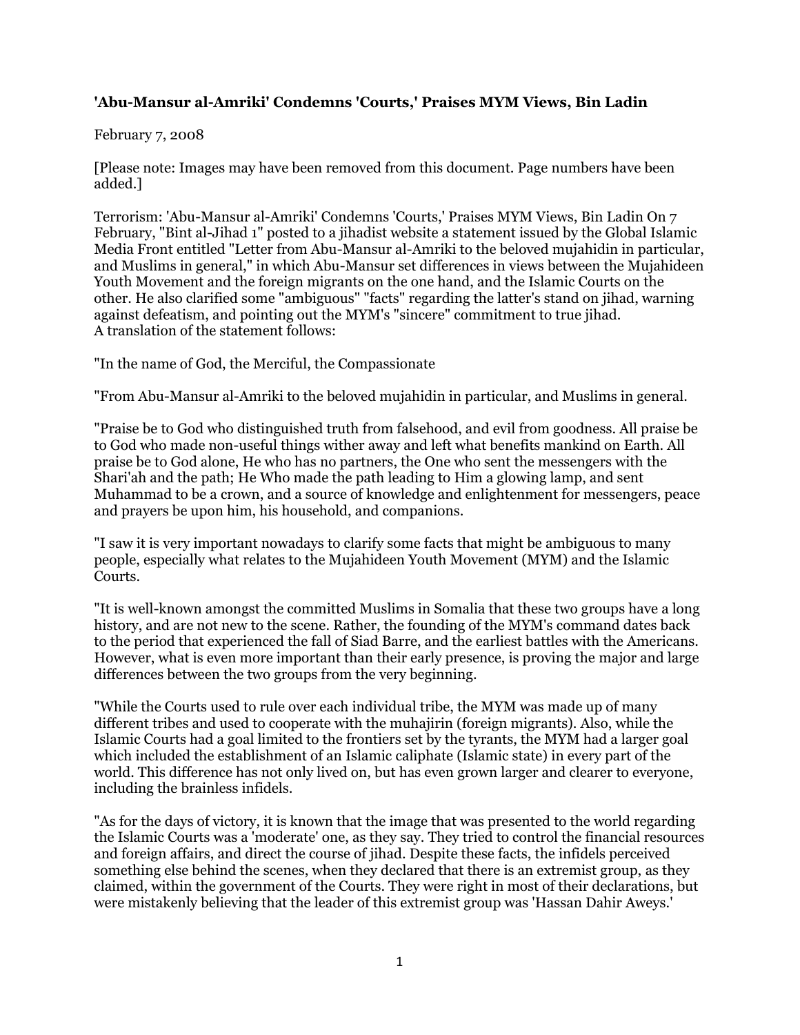**'Abu-Mansur al-Amriki' Condemns 'Courts,' Praises MYM Views, Bin Ladin**

February 7, 2008

[Please note: Images may have been removed from this document. Page numbers have been added.]

Terrorism: 'Abu-Mansur al-Amriki' Condemns 'Courts,' Praises MYM Views, Bin Ladin On 7 February, "Bint al-Jihad 1" posted to a jihadist website a statement issued by the Global Islamic Media Front entitled "Letter from Abu-Mansur al-Amriki to the beloved mujahidin in particular, and Muslims in general," in which Abu-Mansur set differences in views between the Mujahideen Youth Movement and the foreign migrants on the one hand, and the Islamic Courts on the other. He also clarified some "ambiguous" "facts" regarding the latter's stand on jihad, warning against defeatism, and pointing out the MYM's "sincere" commitment to true jihad.
A translation of the statement follows:

"In the name of God, the Merciful, the Compassionate

"From Abu-Mansur al-Amriki to the beloved mujahidin in particular, and Muslims in general.

"Praise be to God who distinguished truth from falsehood, and evil from goodness. All praise be to God who made non-useful things wither away and left what benefits mankind on Earth. All praise be to God alone, He who has no partners, the One who sent the messengers with the Shari'ah and the path; He Who made the path leading to Him a glowing lamp, and sent Muhammad to be a crown, and a source of knowledge and enlightenment for messengers, peace and prayers be upon him, his household, and companions.

"I saw it is very important nowadays to clarify some facts that might be ambiguous to many people, especially what relates to the Mujahideen Youth Movement (MYM) and the Islamic Courts.

"It is well-known amongst the committed Muslims in Somalia that these two groups have a long history, and are not new to the scene. Rather, the founding of the MYM's command dates back to the period that experienced the fall of Siad Barre, and the earliest battles with the Americans. However, what is even more important than their early presence, is proving the major and large differences between the two groups from the very beginning.

"While the Courts used to rule over each individual tribe, the MYM was made up of many different tribes and used to cooperate with the muhajirin (foreign migrants). Also, while the Islamic Courts had a goal limited to the frontiers set by the tyrants, the MYM had a larger goal which included the establishment of an Islamic caliphate (Islamic state) in every part of the world. This difference has not only lived on, but has even grown larger and clearer to everyone, including the brainless infidels.

"As for the days of victory, it is known that the image that was presented to the world regarding the Islamic Courts was a 'moderate' one, as they say. They tried to control the financial resources and foreign affairs, and direct the course of jihad. Despite these facts, the infidels perceived something else behind the scenes, when they declared that there is an extremist group, as they claimed, within the government of the Courts. They were right in most of their declarations, but were mistakenly believing that the leader of this extremist group was 'Hassan Dahir Aweys.'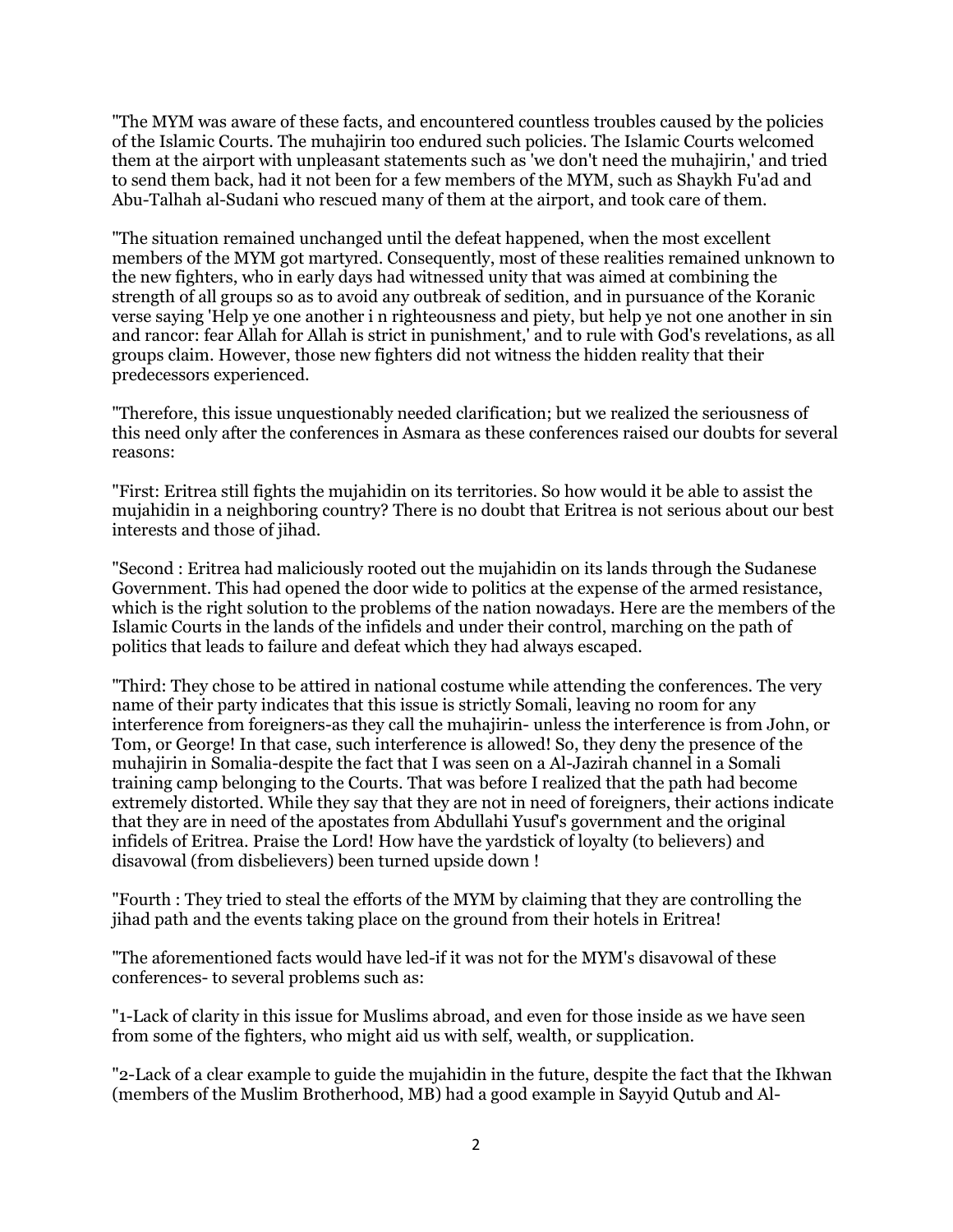"The MYM was aware of these facts, and encountered countless troubles caused by the policies of the Islamic Courts. The muhajirin too endured such policies. The Islamic Courts welcomed them at the airport with unpleasant statements such as 'we don't need the muhajirin,' and tried to send them back, had it not been for a few members of the MYM, such as Shaykh Fu'ad and Abu-Talhah al-Sudani who rescued many of them at the airport, and took care of them.

"The situation remained unchanged until the defeat happened, when the most excellent members of the MYM got martyred. Consequently, most of these realities remained unknown to the new fighters, who in early days had witnessed unity that was aimed at combining the strength of all groups so as to avoid any outbreak of sedition, and in pursuance of the Koranic verse saying 'Help ye one another i n righteousness and piety, but help ye not one another in sin and rancor: fear Allah for Allah is strict in punishment,' and to rule with God's revelations, as all groups claim. However, those new fighters did not witness the hidden reality that their predecessors experienced.

"Therefore, this issue unquestionably needed clarification; but we realized the seriousness of this need only after the conferences in Asmara as these conferences raised our doubts for several reasons:

"First: Eritrea still fights the mujahidin on its territories. So how would it be able to assist the mujahidin in a neighboring country? There is no doubt that Eritrea is not serious about our best interests and those of jihad.

"Second : Eritrea had maliciously rooted out the mujahidin on its lands through the Sudanese Government. This had opened the door wide to politics at the expense of the armed resistance, which is the right solution to the problems of the nation nowadays. Here are the members of the Islamic Courts in the lands of the infidels and under their control, marching on the path of politics that leads to failure and defeat which they had always escaped.

"Third: They chose to be attired in national costume while attending the conferences. The very name of their party indicates that this issue is strictly Somali, leaving no room for any interference from foreigners-as they call the muhajirin- unless the interference is from John, or Tom, or George! In that case, such interference is allowed! So, they deny the presence of the muhajirin in Somalia-despite the fact that I was seen on a Al-Jazirah channel in a Somali training camp belonging to the Courts. That was before I realized that the path had become extremely distorted. While they say that they are not in need of foreigners, their actions indicate that they are in need of the apostates from Abdullahi Yusuf's government and the original infidels of Eritrea. Praise the Lord! How have the yardstick of loyalty (to believers) and disavowal (from disbelievers) been turned upside down !

"Fourth : They tried to steal the efforts of the MYM by claiming that they are controlling the jihad path and the events taking place on the ground from their hotels in Eritrea!

"The aforementioned facts would have led-if it was not for the MYM's disavowal of these conferences- to several problems such as:

"1-Lack of clarity in this issue for Muslims abroad, and even for those inside as we have seen from some of the fighters, who might aid us with self, wealth, or supplication.

"2-Lack of a clear example to guide the mujahidin in the future, despite the fact that the Ikhwan (members of the Muslim Brotherhood, MB) had a good example in Sayyid Qutub and Al-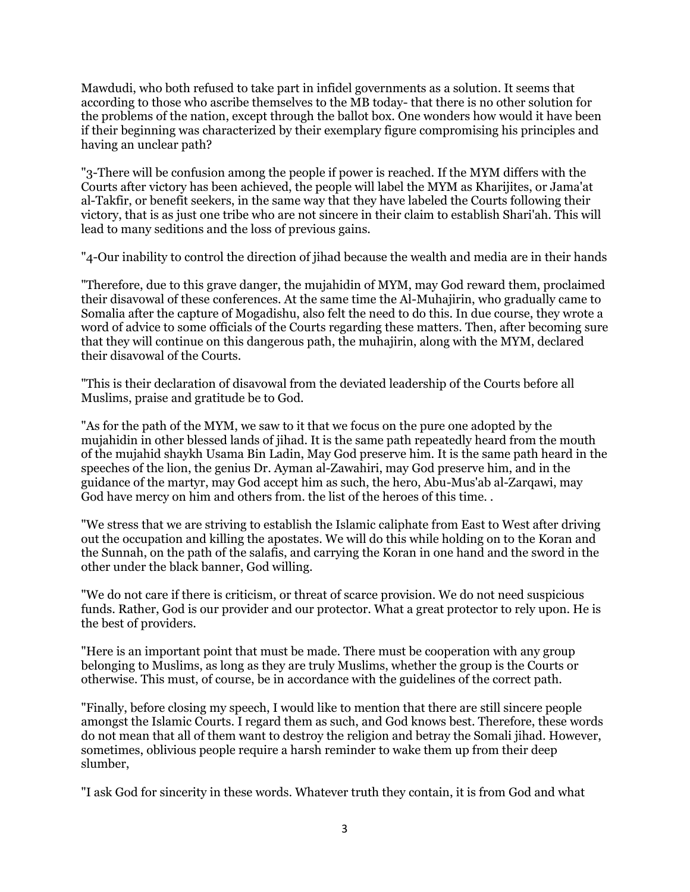Mawdudi, who both refused to take part in infidel governments as a solution. It seems that according to those who ascribe themselves to the MB today- that there is no other solution for the problems of the nation, except through the ballot box. One wonders how would it have been if their beginning was characterized by their exemplary figure compromising his principles and having an unclear path?

"3-There will be confusion among the people if power is reached. If the MYM differs with the Courts after victory has been achieved, the people will label the MYM as Kharijites, or Jama'at al-Takfir, or benefit seekers, in the same way that they have labeled the Courts following their victory, that is as just one tribe who are not sincere in their claim to establish Shari'ah. This will lead to many seditions and the loss of previous gains.

"4-Our inability to control the direction of jihad because the wealth and media are in their hands

"Therefore, due to this grave danger, the mujahidin of MYM, may God reward them, proclaimed their disavowal of these conferences. At the same time the Al-Muhajirin, who gradually came to Somalia after the capture of Mogadishu, also felt the need to do this. In due course, they wrote a word of advice to some officials of the Courts regarding these matters. Then, after becoming sure that they will continue on this dangerous path, the muhajirin, along with the MYM, declared their disavowal of the Courts.

"This is their declaration of disavowal from the deviated leadership of the Courts before all Muslims, praise and gratitude be to God.

"As for the path of the MYM, we saw to it that we focus on the pure one adopted by the mujahidin in other blessed lands of jihad. It is the same path repeatedly heard from the mouth of the mujahid shaykh Usama Bin Ladin, May God preserve him. It is the same path heard in the speeches of the lion, the genius Dr. Ayman al-Zawahiri, may God preserve him, and in the guidance of the martyr, may God accept him as such, the hero, Abu-Mus'ab al-Zarqawi, may God have mercy on him and others from. the list of the heroes of this time. .

"We stress that we are striving to establish the Islamic caliphate from East to West after driving out the occupation and killing the apostates. We will do this while holding on to the Koran and the Sunnah, on the path of the salafis, and carrying the Koran in one hand and the sword in the other under the black banner, God willing.

"We do not care if there is criticism, or threat of scarce provision. We do not need suspicious funds. Rather, God is our provider and our protector. What a great protector to rely upon. He is the best of providers.

"Here is an important point that must be made. There must be cooperation with any group belonging to Muslims, as long as they are truly Muslims, whether the group is the Courts or otherwise. This must, of course, be in accordance with the guidelines of the correct path.

"Finally, before closing my speech, I would like to mention that there are still sincere people amongst the Islamic Courts. I regard them as such, and God knows best. Therefore, these words do not mean that all of them want to destroy the religion and betray the Somali jihad. However, sometimes, oblivious people require a harsh reminder to wake them up from their deep slumber,

"I ask God for sincerity in these words. Whatever truth they contain, it is from God and what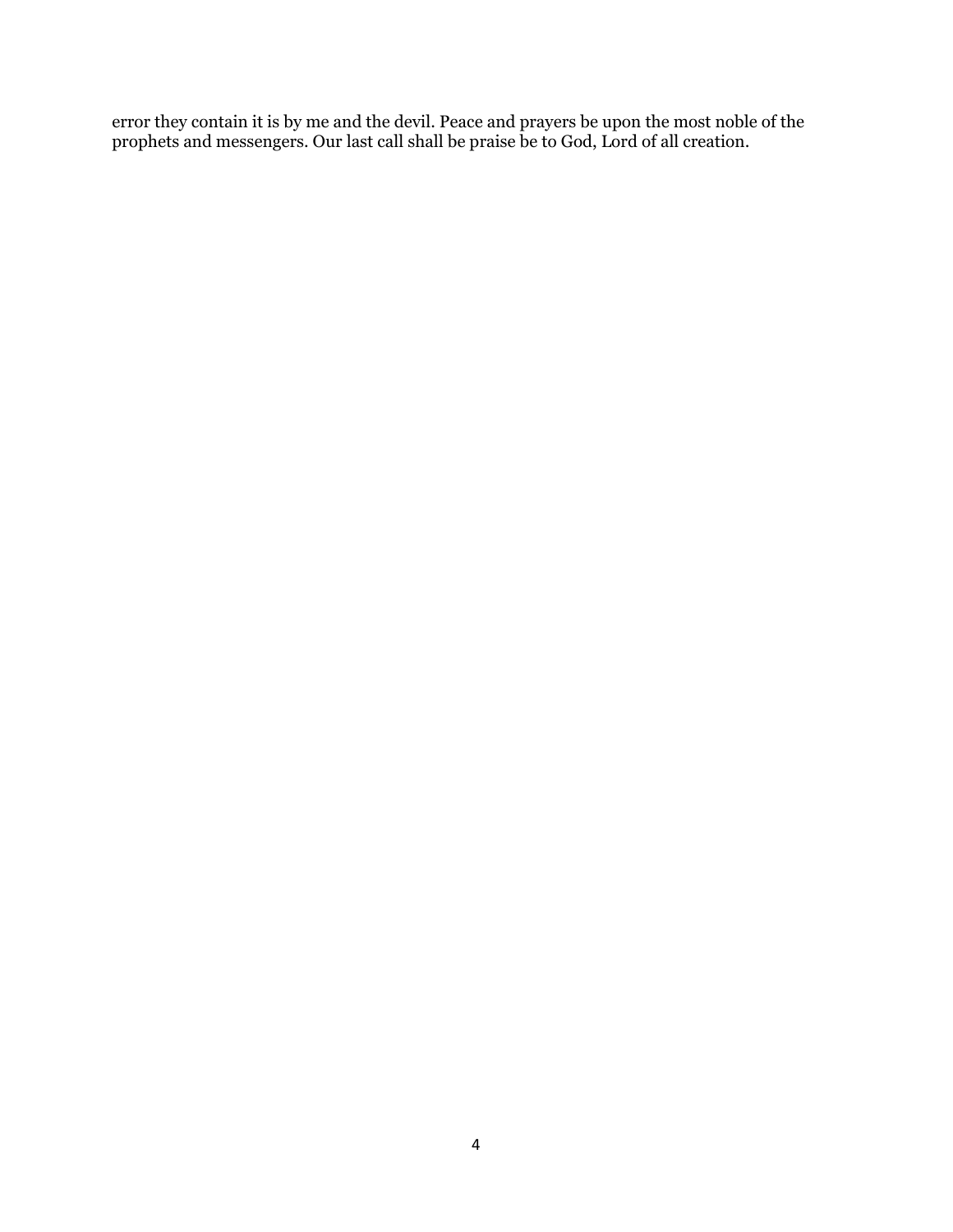error they contain it is by me and the devil. Peace and prayers be upon the most noble of the prophets and messengers. Our last call shall be praise be to God, Lord of all creation.